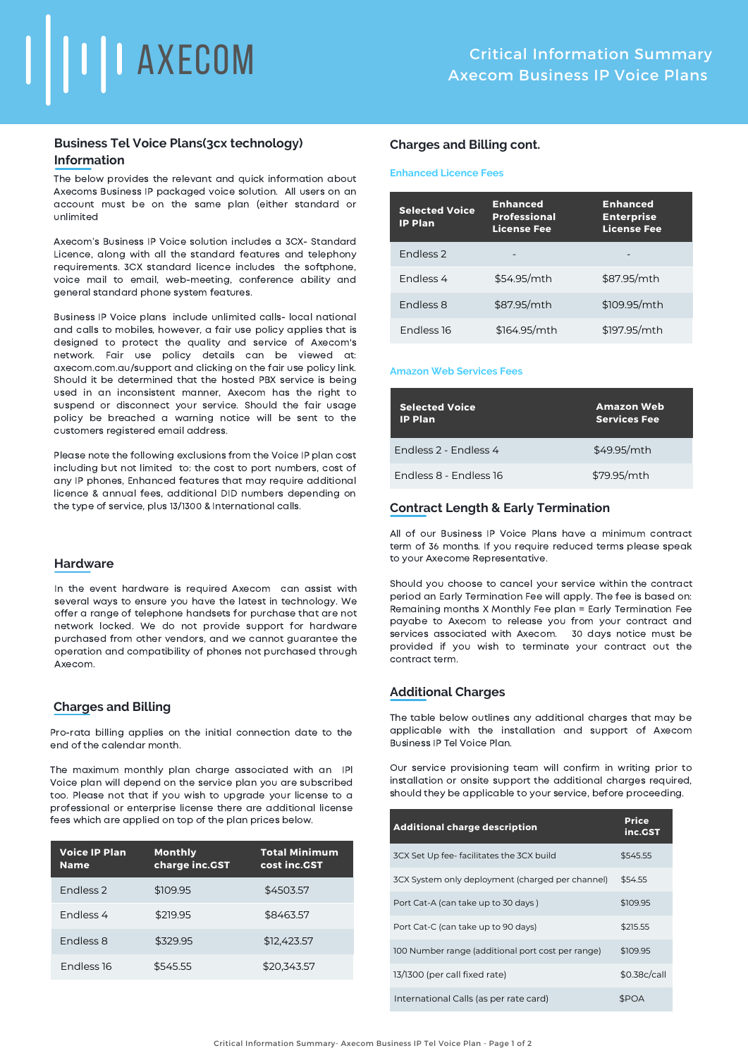# Critical Information Summary
# Axecom Business IP Voice Plans

## Business Tel Voice Plans(3cx technology) Information

The below provides the relevant and quick information about Axecoms Business IP packaged voice solution. All users on an account must be on the same plan (either standard or unlimited

Axecom's Business IP Voice solution includes a 3CX- Standard Licence, along with all the standard features and telephony requirements. 3CX standard licence includes the softphone, voice mail to email, web-meeting, conference ability and general standard phone system features.

Business IP Voice plans include unlimited calls- local national and calls to mobiles, however, a fair use policy applies that is designed to protect the quality and service of Axecom's network. Fair use policy details can be viewed at: axecom.com.au/support and clicking on the fair use policy link. Should it be determined that the hosted PBX service is being used in an inconsistent manner, Axecom has the right to suspend or disconnect your service. Should the fair usage policy be breached a warning notice will be sent to the customers registered email address.

Please note the following exclusions from the Voice IP plan cost including but not limited to: the cost to port numbers, cost of any IP phones, Enhanced features that may require additional licence & annual fees, additional DID numbers depending on the type of service, plus 13/1300 & International calls.

## Hardware

In the event hardware is required Axecom can assist with several ways to ensure you have the latest in technology. We offer a range of telephone handsets for purchase that are not network locked. We do not provide support for hardware purchased from other vendors, and we cannot guarantee the operation and compatibility of phones not purchased through Axecom.

## Charges and Billing

Pro-rata billing applies on the initial connection date to the end of the calendar month.

The maximum monthly plan charge associated with an IPI Voice plan will depend on the service plan you are subscribed too. Please not that if you wish to upgrade your license to a professional or enterprise license there are additional license fees which are applied on top of the plan prices below.

| Voice IP Plan Name | Monthly charge inc.GST | Total Minimum cost inc.GST |
|---|---|---|
| Endless 2 | $109.95 | $4503.57 |
| Endless 4 | $219.95 | $8463.57 |
| Endless 8 | $329.95 | $12,423.57 |
| Endless 16 | $545.55 | $20,343.57 |

## Charges and Billing cont.

### Enhanced Licence Fees

| Selected Voice IP Plan | Enhanced Professional License Fee | Enhanced Enterprise License Fee |
|---|---|---|
| Endless 2 | - | - |
| Endless 4 | $54.95/mth | $87.95/mth |
| Endless 8 | $87.95/mth | $109.95/mth |
| Endless 16 | $164.95/mth | $197.95/mth |

### Amazon Web Services Fees

| Selected Voice IP Plan | Amazon Web Services Fee |
|---|---|
| Endless 2 - Endless 4 | $49.95/mth |
| Endless 8 - Endless 16 | $79.95/mth |

## Contract Length & Early Termination

All of our Business IP Voice Plans have a minimum contract term of 36 months. If you require reduced terms please speak to your Axecome Representative.

Should you choose to cancel your service within the contract period an Early Termination Fee will apply. The fee is based on: Remaining months X Monthly Fee plan = Early Termination Fee payabe to Axecom to release you from your contract and services associated with Axecom. 30 days notice must be provided if you wish to terminate your contract out the contract term.

## Additional Charges

The table below outlines any additional charges that may be applicable with the installation and support of Axecom Business IP Tel Voice Plan.

Our service provisioning team will confirm in writing prior to installation or onsite support the additional charges required, should they be applicable to your service, before proceeding.

| Additional charge description | Price inc.GST |
|---|---|
| 3CX Set Up fee- facilitates the 3CX build | $545.55 |
| 3CX System only deployment (charged per channel) | $54.55 |
| Port Cat-A (can take up to 30 days ) | $109.95 |
| Port Cat-C (can take up to 90 days) | $215.55 |
| 100 Number range (additional port cost per range) | $109.95 |
| 13/1300 (per call fixed rate) | $0.38c/call |
| International Calls (as per rate card) | $POA |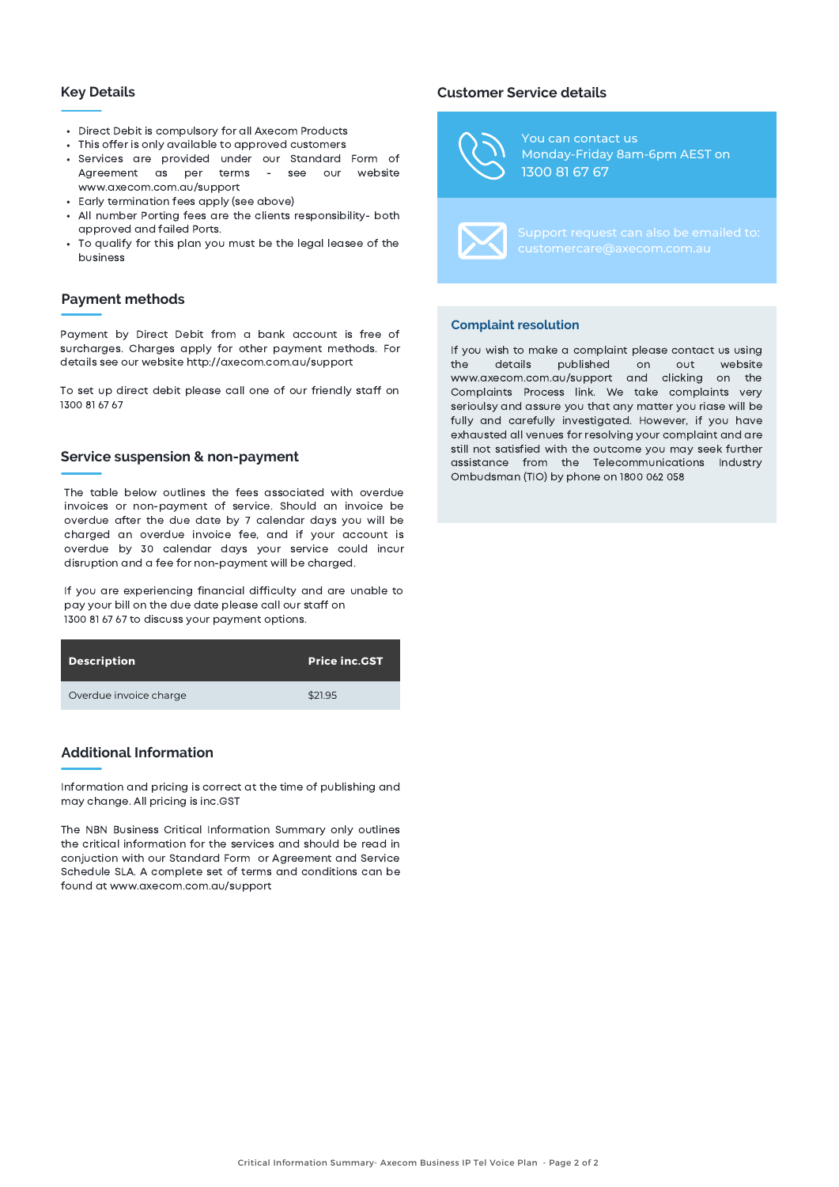## Key Details

- Direct Debit is compulsory for all Axecom Products
- This offer is only available to approved customers
- Services are provided under our Standard Form of Agreement as per terms - see our website www.axecom.com.au/support
- Early termination fees apply (see above)
- All number Porting fees are the clients responsibility- both approved and failed Ports.
- To qualify for this plan you must be the legal leasee of the business

## Payment methods

Payment by Direct Debit from a bank account is free of surcharges. Charges apply for other payment methods. For details see our website http://axecom.com.au/support

To set up direct debit please call one of our friendly staff on 1300 81 67 67

## Service suspension & non-payment

The table below outlines the fees associated with overdue invoices or non-payment of service. Should an invoice be overdue after the due date by 7 calendar days you will be charged an overdue invoice fee, and if your account is overdue by 30 calendar days your service could incur disruption and a fee for non-payment will be charged.

If you are experiencing financial difficulty and are unable to pay your bill on the due date please call our staff on 1300 81 67 67 to discuss your payment options.

| Description | Price inc.GST |
|---|---|
| Overdue invoice charge | $21.95 |

## Additional Information

Information and pricing is correct at the time of publishing and may change. All pricing is inc.GST

The NBN Business Critical Information Summary only outlines the critical information for the services and should be read in conjuction with our Standard Form or Agreement and Service Schedule SLA. A complete set of terms and conditions can be found at www.axecom.com.au/support

## Customer Service details

You can contact us Monday-Friday 8am-6pm AEST on 1300 81 67 67

Support request can also be emailed to: customercare@axecom.com.au

### Complaint resolution

If you wish to make a complaint please contact us using the details published on out website www.axecom.com.au/support and clicking on the Complaints Process link. We take complaints very seriously and assure you that any matter you riase will be fully and carefully investigated. However, if you have exhausted all venues for resolving your complaint and are still not satisfied with the outcome you may seek further assistance from the Telecommunications Industry Ombudsman (TIO) by phone on 1800 062 058